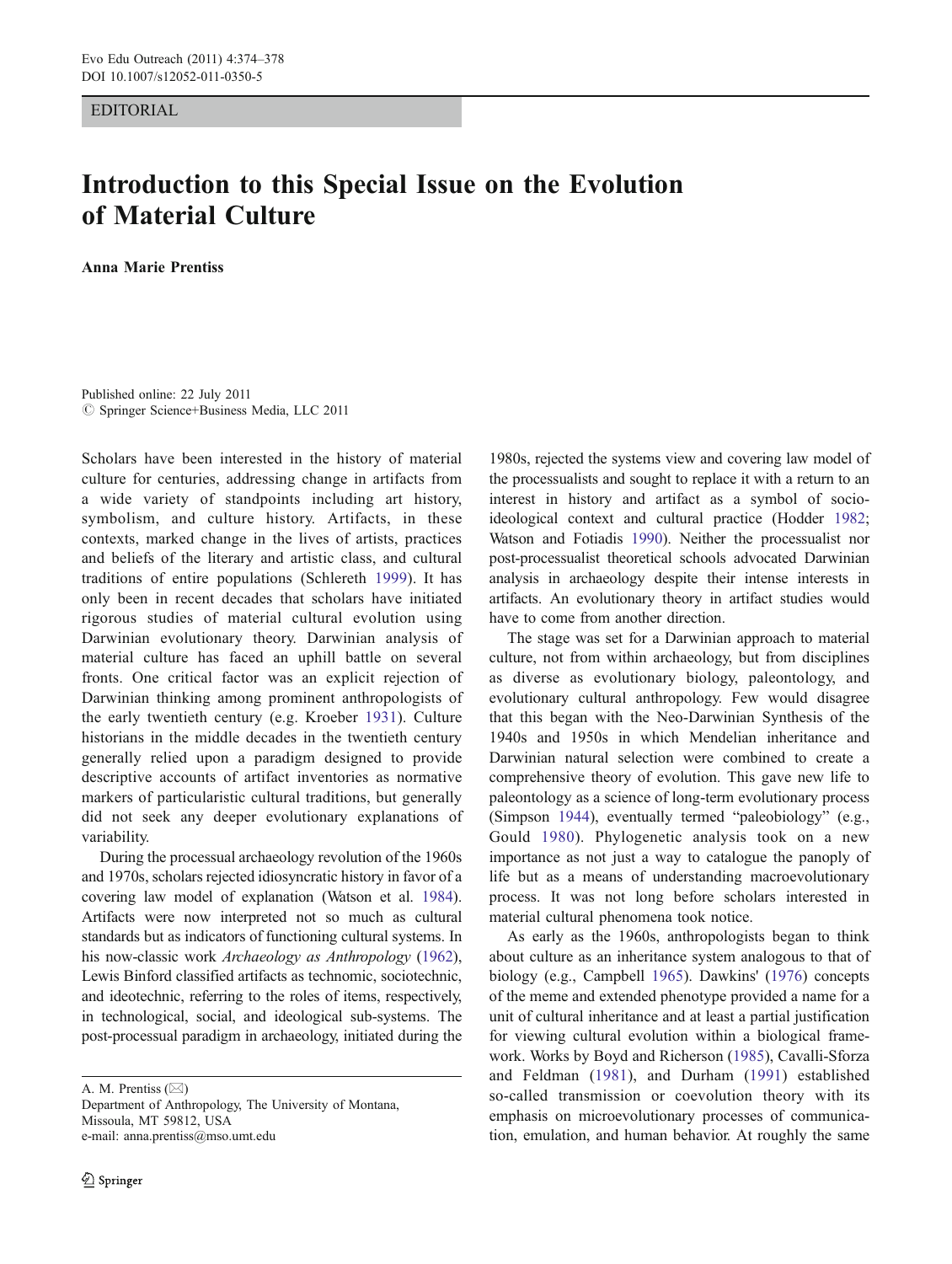EDITORIAL

# Introduction to this Special Issue on the Evolution of Material Culture

**Anna Marie Prentiss**

Published online: 22 July 2011
© Springer Science+Business Media, LLC 2011

Scholars have been interested in the history of material culture for centuries, addressing change in artifacts from a wide variety of standpoints including art history, symbolism, and culture history. Artifacts, in these contexts, marked change in the lives of artists, practices and beliefs of the literary and artistic class, and cultural traditions of entire populations (Schlereth 1999). It has only been in recent decades that scholars have initiated rigorous studies of material cultural evolution using Darwinian evolutionary theory. Darwinian analysis of material culture has faced an uphill battle on several fronts. One critical factor was an explicit rejection of Darwinian thinking among prominent anthropologists of the early twentieth century (e.g. Kroeber 1931). Culture historians in the middle decades in the twentieth century generally relied upon a paradigm designed to provide descriptive accounts of artifact inventories as normative markers of particularistic cultural traditions, but generally did not seek any deeper evolutionary explanations of variability.

During the processual archaeology revolution of the 1960s and 1970s, scholars rejected idiosyncratic history in favor of a covering law model of explanation (Watson et al. 1984). Artifacts were now interpreted not so much as cultural standards but as indicators of functioning cultural systems. In his now-classic work *Archaeology as Anthropology* (1962), Lewis Binford classified artifacts as technomic, sociotechnic, and ideotechnic, referring to the roles of items, respectively, in technological, social, and ideological sub-systems. The post-processual paradigm in archaeology, initiated during the 1980s, rejected the systems view and covering law model of the processualists and sought to replace it with a return to an interest in history and artifact as a symbol of socio-ideological context and cultural practice (Hodder 1982; Watson and Fotiadis 1990). Neither the processualist nor post-processualist theoretical schools advocated Darwinian analysis in archaeology despite their intense interests in artifacts. An evolutionary theory in artifact studies would have to come from another direction.

The stage was set for a Darwinian approach to material culture, not from within archaeology, but from disciplines as diverse as evolutionary biology, paleontology, and evolutionary cultural anthropology. Few would disagree that this began with the Neo-Darwinian Synthesis of the 1940s and 1950s in which Mendelian inheritance and Darwinian natural selection were combined to create a comprehensive theory of evolution. This gave new life to paleontology as a science of long-term evolutionary process (Simpson 1944), eventually termed "paleobiology" (e.g., Gould 1980). Phylogenetic analysis took on a new importance as not just a way to catalogue the panoply of life but as a means of understanding macroevolutionary process. It was not long before scholars interested in material cultural phenomena took notice.

As early as the 1960s, anthropologists began to think about culture as an inheritance system analogous to that of biology (e.g., Campbell 1965). Dawkins' (1976) concepts of the meme and extended phenotype provided a name for a unit of cultural inheritance and at least a partial justification for viewing cultural evolution within a biological framework. Works by Boyd and Richerson (1985), Cavalli-Sforza and Feldman (1981), and Durham (1991) established so-called transmission or coevolution theory with its emphasis on microevolutionary processes of communication, emulation, and human behavior. At roughly the same

A. M. Prentiss (✉)
Department of Anthropology, The University of Montana,
Missoula, MT 59812, USA
e-mail: anna.prentiss@mso.umt.edu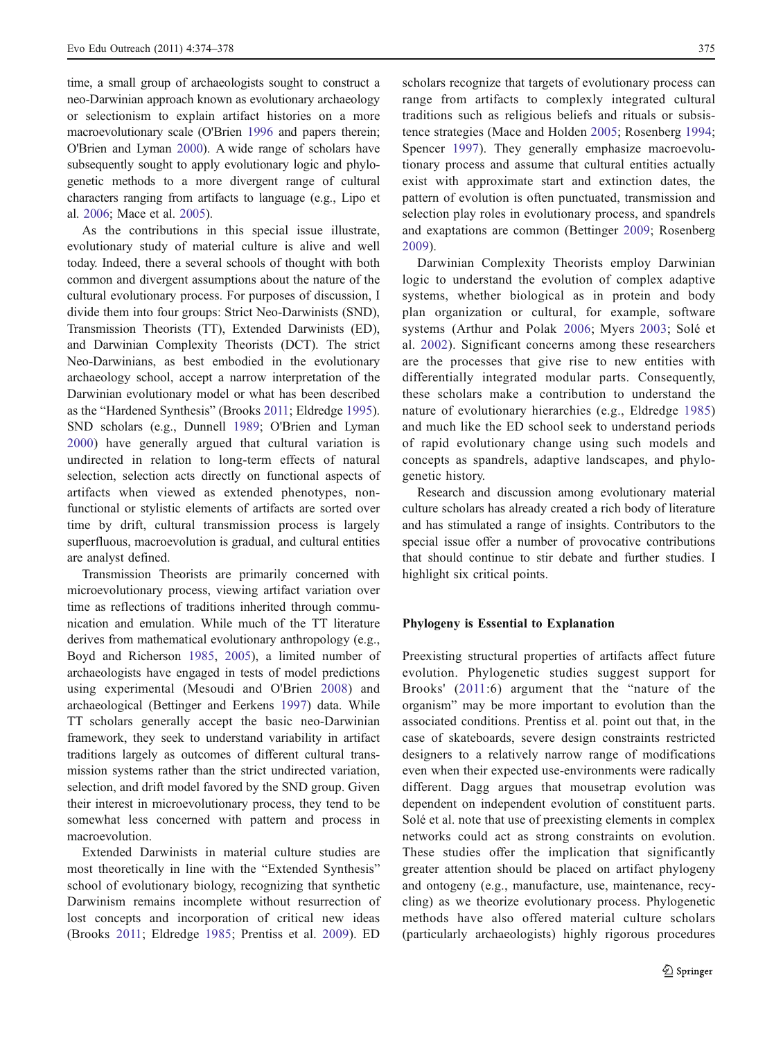time, a small group of archaeologists sought to construct a neo-Darwinian approach known as evolutionary archaeology or selectionism to explain artifact histories on a more macroevolutionary scale (O'Brien 1996 and papers therein; O'Brien and Lyman 2000). A wide range of scholars have subsequently sought to apply evolutionary logic and phylogenetic methods to a more divergent range of cultural characters ranging from artifacts to language (e.g., Lipo et al. 2006; Mace et al. 2005).

As the contributions in this special issue illustrate, evolutionary study of material culture is alive and well today. Indeed, there a several schools of thought with both common and divergent assumptions about the nature of the cultural evolutionary process. For purposes of discussion, I divide them into four groups: Strict Neo-Darwinists (SND), Transmission Theorists (TT), Extended Darwinists (ED), and Darwinian Complexity Theorists (DCT). The strict Neo-Darwinians, as best embodied in the evolutionary archaeology school, accept a narrow interpretation of the Darwinian evolutionary model or what has been described as the "Hardened Synthesis" (Brooks 2011; Eldredge 1995). SND scholars (e.g., Dunnell 1989; O'Brien and Lyman 2000) have generally argued that cultural variation is undirected in relation to long-term effects of natural selection, selection acts directly on functional aspects of artifacts when viewed as extended phenotypes, non-functional or stylistic elements of artifacts are sorted over time by drift, cultural transmission process is largely superfluous, macroevolution is gradual, and cultural entities are analyst defined.

Transmission Theorists are primarily concerned with microevolutionary process, viewing artifact variation over time as reflections of traditions inherited through communication and emulation. While much of the TT literature derives from mathematical evolutionary anthropology (e.g., Boyd and Richerson 1985, 2005), a limited number of archaeologists have engaged in tests of model predictions using experimental (Mesoudi and O'Brien 2008) and archaeological (Bettinger and Eerkens 1997) data. While TT scholars generally accept the basic neo-Darwinian framework, they seek to understand variability in artifact traditions largely as outcomes of different cultural transmission systems rather than the strict undirected variation, selection, and drift model favored by the SND group. Given their interest in microevolutionary process, they tend to be somewhat less concerned with pattern and process in macroevolution.

Extended Darwinists in material culture studies are most theoretically in line with the "Extended Synthesis" school of evolutionary biology, recognizing that synthetic Darwinism remains incomplete without resurrection of lost concepts and incorporation of critical new ideas (Brooks 2011; Eldredge 1985; Prentiss et al. 2009). ED scholars recognize that targets of evolutionary process can range from artifacts to complexly integrated cultural traditions such as religious beliefs and rituals or subsistence strategies (Mace and Holden 2005; Rosenberg 1994; Spencer 1997). They generally emphasize macroevolutionary process and assume that cultural entities actually exist with approximate start and extinction dates, the pattern of evolution is often punctuated, transmission and selection play roles in evolutionary process, and spandrels and exaptations are common (Bettinger 2009; Rosenberg 2009).

Darwinian Complexity Theorists employ Darwinian logic to understand the evolution of complex adaptive systems, whether biological as in protein and body plan organization or cultural, for example, software systems (Arthur and Polak 2006; Myers 2003; Solé et al. 2002). Significant concerns among these researchers are the processes that give rise to new entities with differentially integrated modular parts. Consequently, these scholars make a contribution to understand the nature of evolutionary hierarchies (e.g., Eldredge 1985) and much like the ED school seek to understand periods of rapid evolutionary change using such models and concepts as spandrels, adaptive landscapes, and phylogenetic history.

Research and discussion among evolutionary material culture scholars has already created a rich body of literature and has stimulated a range of insights. Contributors to the special issue offer a number of provocative contributions that should continue to stir debate and further studies. I highlight six critical points.

## Phylogeny is Essential to Explanation

Preexisting structural properties of artifacts affect future evolution. Phylogenetic studies suggest support for Brooks' (2011:6) argument that the "nature of the organism" may be more important to evolution than the associated conditions. Prentiss et al. point out that, in the case of skateboards, severe design constraints restricted designers to a relatively narrow range of modifications even when their expected use-environments were radically different. Dagg argues that mousetrap evolution was dependent on independent evolution of constituent parts. Solé et al. note that use of preexisting elements in complex networks could act as strong constraints on evolution. These studies offer the implication that significantly greater attention should be placed on artifact phylogeny and ontogeny (e.g., manufacture, use, maintenance, recycling) as we theorize evolutionary process. Phylogenetic methods have also offered material culture scholars (particularly archaeologists) highly rigorous procedures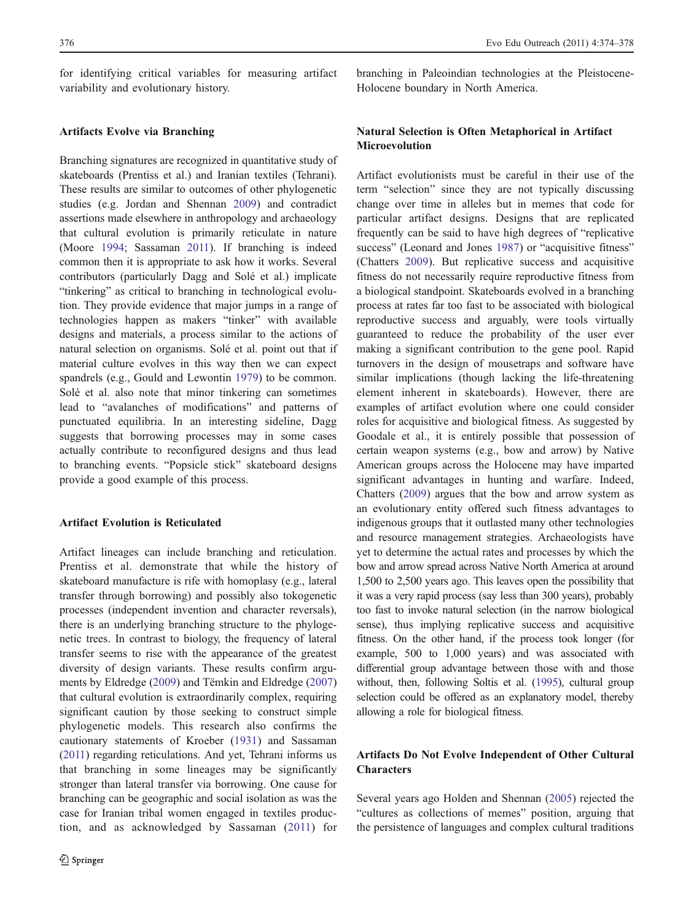for identifying critical variables for measuring artifact variability and evolutionary history.

## Artifacts Evolve via Branching

Branching signatures are recognized in quantitative study of skateboards (Prentiss et al.) and Iranian textiles (Tehrani). These results are similar to outcomes of other phylogenetic studies (e.g. Jordan and Shennan 2009) and contradict assertions made elsewhere in anthropology and archaeology that cultural evolution is primarily reticulate in nature (Moore 1994; Sassaman 2011). If branching is indeed common then it is appropriate to ask how it works. Several contributors (particularly Dagg and Solé et al.) implicate "tinkering" as critical to branching in technological evolution. They provide evidence that major jumps in a range of technologies happen as makers "tinker" with available designs and materials, a process similar to the actions of natural selection on organisms. Solé et al. point out that if material culture evolves in this way then we can expect spandrels (e.g., Gould and Lewontin 1979) to be common. Solé et al. also note that minor tinkering can sometimes lead to "avalanches of modifications" and patterns of punctuated equilibria. In an interesting sideline, Dagg suggests that borrowing processes may in some cases actually contribute to reconfigured designs and thus lead to branching events. "Popsicle stick" skateboard designs provide a good example of this process.

## Artifact Evolution is Reticulated

Artifact lineages can include branching and reticulation. Prentiss et al. demonstrate that while the history of skateboard manufacture is rife with homoplasy (e.g., lateral transfer through borrowing) and possibly also tokogenetic processes (independent invention and character reversals), there is an underlying branching structure to the phylogenetic trees. In contrast to biology, the frequency of lateral transfer seems to rise with the appearance of the greatest diversity of design variants. These results confirm arguments by Eldredge (2009) and Tëmkin and Eldredge (2007) that cultural evolution is extraordinarily complex, requiring significant caution by those seeking to construct simple phylogenetic models. This research also confirms the cautionary statements of Kroeber (1931) and Sassaman (2011) regarding reticulations. And yet, Tehrani informs us that branching in some lineages may be significantly stronger than lateral transfer via borrowing. One cause for branching can be geographic and social isolation as was the case for Iranian tribal women engaged in textiles production, and as acknowledged by Sassaman (2011) for branching in Paleoindian technologies at the Pleistocene-Holocene boundary in North America.

## Natural Selection is Often Metaphorical in Artifact Microevolution

Artifact evolutionists must be careful in their use of the term "selection" since they are not typically discussing change over time in alleles but in memes that code for particular artifact designs. Designs that are replicated frequently can be said to have high degrees of "replicative success" (Leonard and Jones 1987) or "acquisitive fitness" (Chatters 2009). But replicative success and acquisitive fitness do not necessarily require reproductive fitness from a biological standpoint. Skateboards evolved in a branching process at rates far too fast to be associated with biological reproductive success and arguably, were tools virtually guaranteed to reduce the probability of the user ever making a significant contribution to the gene pool. Rapid turnovers in the design of mousetraps and software have similar implications (though lacking the life-threatening element inherent in skateboards). However, there are examples of artifact evolution where one could consider roles for acquisitive and biological fitness. As suggested by Goodale et al., it is entirely possible that possession of certain weapon systems (e.g., bow and arrow) by Native American groups across the Holocene may have imparted significant advantages in hunting and warfare. Indeed, Chatters (2009) argues that the bow and arrow system as an evolutionary entity offered such fitness advantages to indigenous groups that it outlasted many other technologies and resource management strategies. Archaeologists have yet to determine the actual rates and processes by which the bow and arrow spread across Native North America at around 1,500 to 2,500 years ago. This leaves open the possibility that it was a very rapid process (say less than 300 years), probably too fast to invoke natural selection (in the narrow biological sense), thus implying replicative success and acquisitive fitness. On the other hand, if the process took longer (for example, 500 to 1,000 years) and was associated with differential group advantage between those with and those without, then, following Soltis et al. (1995), cultural group selection could be offered as an explanatory model, thereby allowing a role for biological fitness.

## Artifacts Do Not Evolve Independent of Other Cultural Characters

Several years ago Holden and Shennan (2005) rejected the "cultures as collections of memes" position, arguing that the persistence of languages and complex cultural traditions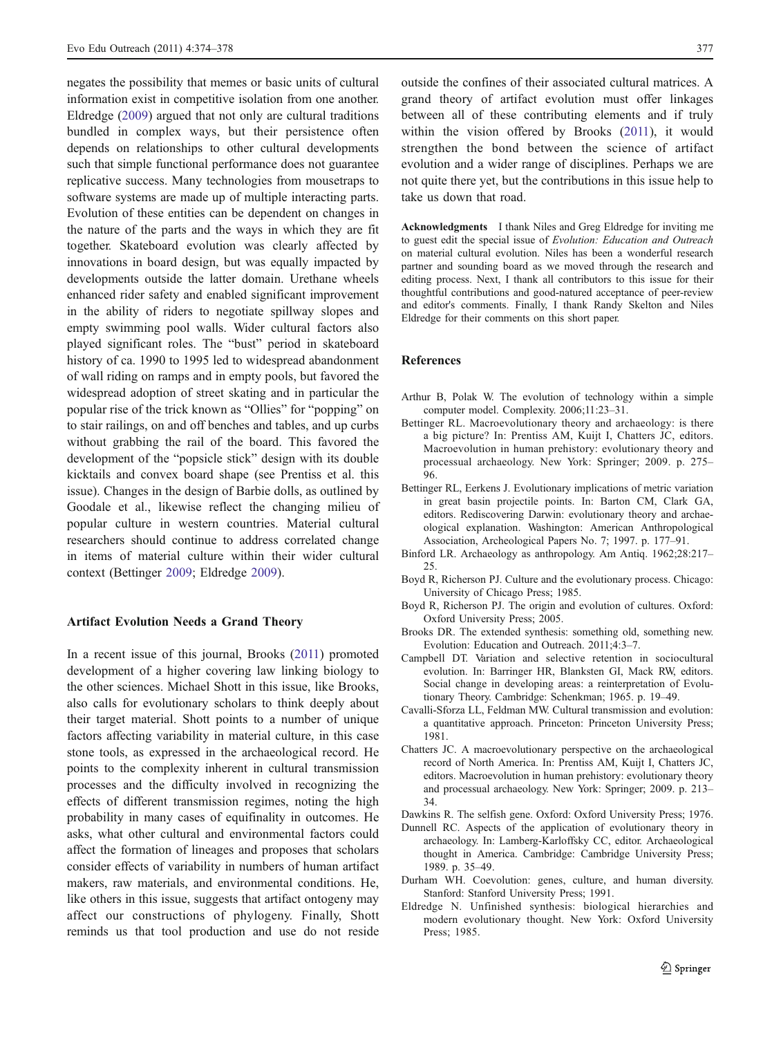negates the possibility that memes or basic units of cultural information exist in competitive isolation from one another. Eldredge (2009) argued that not only are cultural traditions bundled in complex ways, but their persistence often depends on relationships to other cultural developments such that simple functional performance does not guarantee replicative success. Many technologies from mousetraps to software systems are made up of multiple interacting parts. Evolution of these entities can be dependent on changes in the nature of the parts and the ways in which they are fit together. Skateboard evolution was clearly affected by innovations in board design, but was equally impacted by developments outside the latter domain. Urethane wheels enhanced rider safety and enabled significant improvement in the ability of riders to negotiate spillway slopes and empty swimming pool walls. Wider cultural factors also played significant roles. The "bust" period in skateboard history of ca. 1990 to 1995 led to widespread abandonment of wall riding on ramps and in empty pools, but favored the widespread adoption of street skating and in particular the popular rise of the trick known as "Ollies" for "popping" on to stair railings, on and off benches and tables, and up curbs without grabbing the rail of the board. This favored the development of the "popsicle stick" design with its double kicktails and convex board shape (see Prentiss et al. this issue). Changes in the design of Barbie dolls, as outlined by Goodale et al., likewise reflect the changing milieu of popular culture in western countries. Material cultural researchers should continue to address correlated change in items of material culture within their wider cultural context (Bettinger 2009; Eldredge 2009).

## Artifact Evolution Needs a Grand Theory

In a recent issue of this journal, Brooks (2011) promoted development of a higher covering law linking biology to the other sciences. Michael Shott in this issue, like Brooks, also calls for evolutionary scholars to think deeply about their target material. Shott points to a number of unique factors affecting variability in material culture, in this case stone tools, as expressed in the archaeological record. He points to the complexity inherent in cultural transmission processes and the difficulty involved in recognizing the effects of different transmission regimes, noting the high probability in many cases of equifinality in outcomes. He asks, what other cultural and environmental factors could affect the formation of lineages and proposes that scholars consider effects of variability in numbers of human artifact makers, raw materials, and environmental conditions. He, like others in this issue, suggests that artifact ontogeny may affect our constructions of phylogeny. Finally, Shott reminds us that tool production and use do not reside outside the confines of their associated cultural matrices. A grand theory of artifact evolution must offer linkages between all of these contributing elements and if truly within the vision offered by Brooks (2011), it would strengthen the bond between the science of artifact evolution and a wider range of disciplines. Perhaps we are not quite there yet, but the contributions in this issue help to take us down that road.

**Acknowledgments** I thank Niles and Greg Eldredge for inviting me to guest edit the special issue of *Evolution: Education and Outreach* on material cultural evolution. Niles has been a wonderful research partner and sounding board as we moved through the research and editing process. Next, I thank all contributors to this issue for their thoughtful contributions and good-natured acceptance of peer-review and editor's comments. Finally, I thank Randy Skelton and Niles Eldredge for their comments on this short paper.

## References

Arthur B, Polak W. The evolution of technology within a simple computer model. Complexity. 2006;11:23–31.

Bettinger RL. Macroevolutionary theory and archaeology: is there a big picture? In: Prentiss AM, Kuijt I, Chatters JC, editors. Macroevolution in human prehistory: evolutionary theory and processual archaeology. New York: Springer; 2009. p. 275–96.

Bettinger RL, Eerkens J. Evolutionary implications of metric variation in great basin projectile points. In: Barton CM, Clark GA, editors. Rediscovering Darwin: evolutionary theory and archaeological explanation. Washington: American Anthropological Association, Archeological Papers No. 7; 1997. p. 177–91.

Binford LR. Archaeology as anthropology. Am Antiq. 1962;28:217–25.

Boyd R, Richerson PJ. Culture and the evolutionary process. Chicago: University of Chicago Press; 1985.

Boyd R, Richerson PJ. The origin and evolution of cultures. Oxford: Oxford University Press; 2005.

Brooks DR. The extended synthesis: something old, something new. Evolution: Education and Outreach. 2011;4:3–7.

Campbell DT. Variation and selective retention in sociocultural evolution. In: Barringer HR, Blanksten GI, Mack RW, editors. Social change in developing areas: a reinterpretation of Evolutionary Theory. Cambridge: Schenkman; 1965. p. 19–49.

Cavalli-Sforza LL, Feldman MW. Cultural transmission and evolution: a quantitative approach. Princeton: Princeton University Press; 1981.

Chatters JC. A macroevolutionary perspective on the archaeological record of North America. In: Prentiss AM, Kuijt I, Chatters JC, editors. Macroevolution in human prehistory: evolutionary theory and processual archaeology. New York: Springer; 2009. p. 213–34.

Dawkins R. The selfish gene. Oxford: Oxford University Press; 1976.

Dunnell RC. Aspects of the application of evolutionary theory in archaeology. In: Lamberg-Karloffsky CC, editor. Archaeological thought in America. Cambridge: Cambridge University Press; 1989. p. 35–49.

Durham WH. Coevolution: genes, culture, and human diversity. Stanford: Stanford University Press; 1991.

Eldredge N. Unfinished synthesis: biological hierarchies and modern evolutionary thought. New York: Oxford University Press; 1985.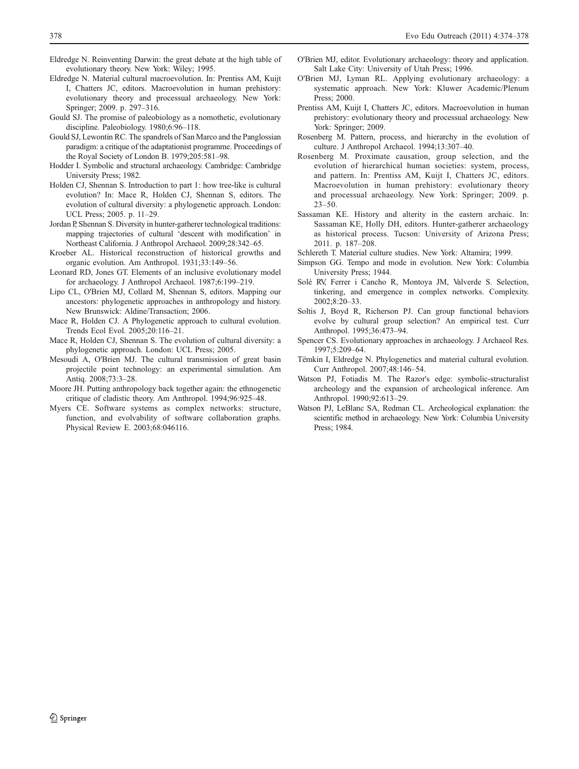Eldredge N. Reinventing Darwin: the great debate at the high table of evolutionary theory. New York: Wiley; 1995.

Eldredge N. Material cultural macroevolution. In: Prentiss AM, Kuijt I, Chatters JC, editors. Macroevolution in human prehistory: evolutionary theory and processual archaeology. New York: Springer; 2009. p. 297–316.

Gould SJ. The promise of paleobiology as a nomothetic, evolutionary discipline. Paleobiology. 1980;6:96–118.

Gould SJ, Lewontin RC. The spandrels of San Marco and the Panglossian paradigm: a critique of the adaptationist programme. Proceedings of the Royal Society of London B. 1979;205:581–98.

Hodder I. Symbolic and structural archaeology. Cambridge: Cambridge University Press; 1982.

Holden CJ, Shennan S. Introduction to part 1: how tree-like is cultural evolution? In: Mace R, Holden CJ, Shennan S, editors. The evolution of cultural diversity: a phylogenetic approach. London: UCL Press; 2005. p. 11–29.

Jordan P, Shennan S. Diversity in hunter-gatherer technological traditions: mapping trajectories of cultural 'descent with modification' in Northeast California. J Anthropol Archaeol. 2009;28:342–65.

Kroeber AL. Historical reconstruction of historical growths and organic evolution. Am Anthropol. 1931;33:149–56.

Leonard RD, Jones GT. Elements of an inclusive evolutionary model for archaeology. J Anthropol Archaeol. 1987;6:199–219.

Lipo CL, O'Brien MJ, Collard M, Shennan S, editors. Mapping our ancestors: phylogenetic approaches in anthropology and history. New Brunswick: Aldine/Transaction; 2006.

Mace R, Holden CJ. A Phylogenetic approach to cultural evolution. Trends Ecol Evol. 2005;20:116–21.

Mace R, Holden CJ, Shennan S. The evolution of cultural diversity: a phylogenetic approach. London: UCL Press; 2005.

Mesoudi A, O'Brien MJ. The cultural transmission of great basin projectile point technology: an experimental simulation. Am Antiq. 2008;73:3–28.

Moore JH. Putting anthropology back together again: the ethnogenetic critique of cladistic theory. Am Anthropol. 1994;96:925–48.

Myers CE. Software systems as complex networks: structure, function, and evolvability of software collaboration graphs. Physical Review E. 2003;68:046116.

O'Brien MJ, editor. Evolutionary archaeology: theory and application. Salt Lake City: University of Utah Press; 1996.

O'Brien MJ, Lyman RL. Applying evolutionary archaeology: a systematic approach. New York: Kluwer Academic/Plenum Press; 2000.

Prentiss AM, Kuijt I, Chatters JC, editors. Macroevolution in human prehistory: evolutionary theory and processual archaeology. New York: Springer; 2009.

Rosenberg M. Pattern, process, and hierarchy in the evolution of culture. J Anthropol Archaeol. 1994;13:307–40.

Rosenberg M. Proximate causation, group selection, and the evolution of hierarchical human societies: system, process, and pattern. In: Prentiss AM, Kuijt I, Chatters JC, editors. Macroevolution in human prehistory: evolutionary theory and processual archaeology. New York: Springer; 2009. p. 23–50.

Sassaman KE. History and alterity in the eastern archaic. In: Sassaman KE, Holly DH, editors. Hunter-gatherer archaeology as historical process. Tucson: University of Arizona Press; 2011. p. 187–208.

Schlereth T. Material culture studies. New York: Altamira; 1999.

Simpson GG. Tempo and mode in evolution. New York: Columbia University Press; 1944.

Solé RV, Ferrer i Cancho R, Montoya JM, Valverde S. Selection, tinkering, and emergence in complex networks. Complexity. 2002;8:20–33.

Soltis J, Boyd R, Richerson PJ. Can group functional behaviors evolve by cultural group selection? An empirical test. Curr Anthropol. 1995;36:473–94.

Spencer CS. Evolutionary approaches in archaeology. J Archaeol Res. 1997;5:209–64.

Tëmkin I, Eldredge N. Phylogenetics and material cultural evolution. Curr Anthropol. 2007;48:146–54.

Watson PJ, Fotiadis M. The Razor's edge: symbolic-structuralist archeology and the expansion of archeological inference. Am Anthropol. 1990;92:613–29.

Watson PJ, LeBlanc SA, Redman CL. Archeological explanation: the scientific method in archaeology. New York: Columbia University Press; 1984.